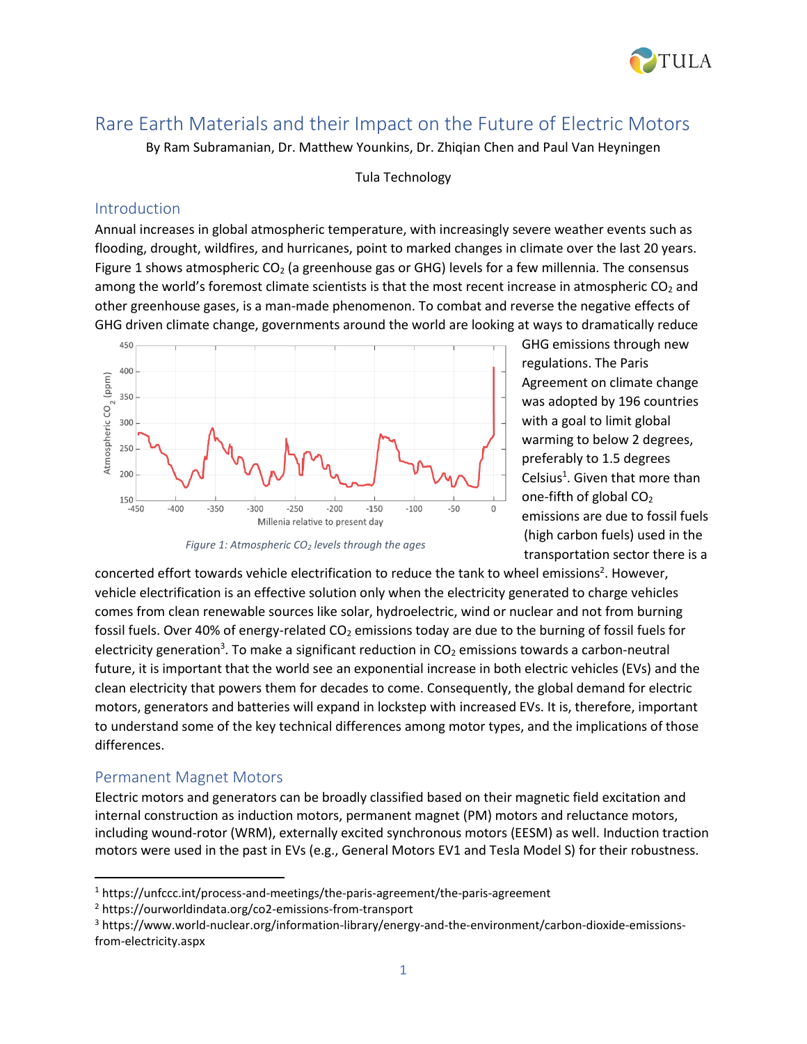# Rare Earth Materials and their Impact on the Future of Electric Motors

By Ram Subramanian, Dr. Matthew Younkins, Dr. Zhiqian Chen and Paul Van Heyningen

Tula Technology

## Introduction

Annual increases in global atmospheric temperature, with increasingly severe weather events such as flooding, drought, wildfires, and hurricanes, point to marked changes in climate over the last 20 years. Figure 1 shows atmospheric $CO_2$ (a greenhouse gas or GHG) levels for a few millennia. The consensus among the world's foremost climate scientists is that the most recent increase in atmospheric $CO_2$ and other greenhouse gases, is a man-made phenomenon. To combat and reverse the negative effects of GHG driven climate change, governments around the world are looking at ways to dramatically reduce GHG emissions through new regulations. The Paris Agreement on climate change was adopted by 196 countries with a goal to limit global warming to below 2 degrees, preferably to 1.5 degrees Celsius[1]. Given that more than one-fifth of global $CO_2$ emissions are due to fossil fuels (high carbon fuels) used in the transportation sector there is a concerted effort towards vehicle electrification to reduce the tank to wheel emissions[2]. However, vehicle electrification is an effective solution only when the electricity generated to charge vehicles comes from clean renewable sources like solar, hydroelectric, wind or nuclear and not from burning fossil fuels. Over 40% of energy-related $CO_2$ emissions today are due to the burning of fossil fuels for electricity generation[3]. To make a significant reduction in $CO_2$ emissions towards a carbon-neutral future, it is important that the world see an exponential increase in both electric vehicles (EVs) and the clean electricity that powers them for decades to come. Consequently, the global demand for electric motors, generators and batteries will expand in lockstep with increased EVs. It is, therefore, important to understand some of the key technical differences among motor types, and the implications of those differences.

*Figure 1: Atmospheric $CO_2$ levels through the ages*

## Permanent Magnet Motors

Electric motors and generators can be broadly classified based on their magnetic field excitation and internal construction as induction motors, permanent magnet (PM) motors and reluctance motors, including wound-rotor (WRM), externally excited synchronous motors (EESM) as well. Induction traction motors were used in the past in EVs (e.g., General Motors EV1 and Tesla Model S) for their robustness.

---

[1] https://unfccc.int/process-and-meetings/the-paris-agreement/the-paris-agreement

[2] https://ourworldindata.org/co2-emissions-from-transport

[3] https://www.world-nuclear.org/information-library/energy-and-the-environment/carbon-dioxide-emissions-from-electricity.aspx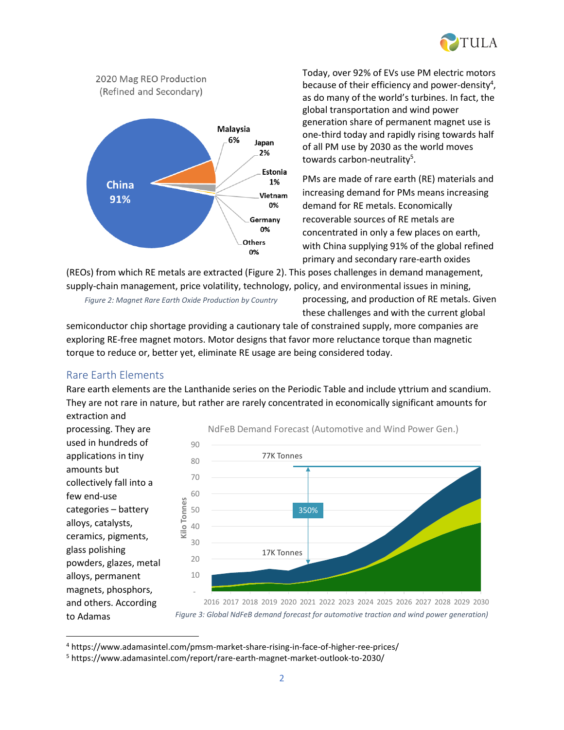Today, over 92% of EVs use PM electric motors because of their efficiency and power-density[4], as do many of the world's turbines. In fact, the global transportation and wind power generation share of permanent magnet use is one-third today and rapidly rising towards half of all PM use by 2030 as the world moves towards carbon-neutrality[5].

PMs are made of rare earth (RE) materials and increasing demand for PMs means increasing demand for RE metals. Economically recoverable sources of RE metals are concentrated in only a few places on earth, with China supplying 91% of the global refined primary and secondary rare-earth oxides (REOs) from which RE metals are extracted (Figure 2). This poses challenges in demand management, supply-chain management, price volatility, technology, policy, and environmental issues in mining, processing, and production of RE metals. Given these challenges and with the current global semiconductor chip shortage providing a cautionary tale of constrained supply, more companies are exploring RE-free magnet motors. Motor designs that favor more reluctance torque than magnetic torque to reduce or, better yet, eliminate RE usage are being considered today.

*Figure 2: Magnet Rare Earth Oxide Production by Country*

## Rare Earth Elements

Rare earth elements are the Lanthanide series on the Periodic Table and include yttrium and scandium. They are not rare in nature, but rather are rarely concentrated in economically significant amounts for extraction and processing. They are used in hundreds of applications in tiny amounts but collectively fall into a few end-use categories – battery alloys, catalysts, ceramics, pigments, glass polishing powders, glazes, metal alloys, permanent magnets, phosphors, and others. According to Adamas

*Figure 3: Global NdFeB demand forecast for automotive traction and wind power generation)*

---

[4] https://www.adamasintel.com/pmsm-market-share-rising-in-face-of-higher-ree-prices/

[5] https://www.adamasintel.com/report/rare-earth-magnet-market-outlook-to-2030/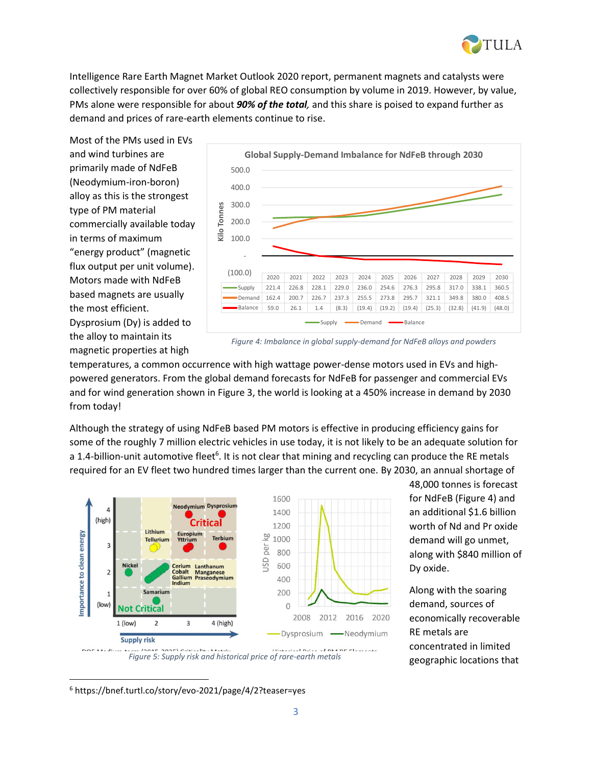Intelligence Rare Earth Magnet Market Outlook 2020 report, permanent magnets and catalysts were collectively responsible for over 60% of global REO consumption by volume in 2019. However, by value, PMs alone were responsible for about ***90% of the total,*** and this share is poised to expand further as demand and prices of rare-earth elements continue to rise.

Most of the PMs used in EVs and wind turbines are primarily made of NdFeB (Neodymium-iron-boron) alloy as this is the strongest type of PM material commercially available today in terms of maximum "energy product" (magnetic flux output per unit volume). Motors made with NdFeB based magnets are usually the most efficient. Dysprosium (Dy) is added to the alloy to maintain its magnetic properties at high temperatures, a common occurrence with high wattage power-dense motors used in EVs and high-powered generators. From the global demand forecasts for NdFeB for passenger and commercial EVs and for wind generation shown in Figure 3, the world is looking at a 450% increase in demand by 2030 from today!

**Global Supply-Demand Imbalance for NdFeB through 2030** (Kilo Tonnes)

| | 2020 | 2021 | 2022 | 2023 | 2024 | 2025 | 2026 | 2027 | 2028 | 2029 | 2030 |
|---|---|---|---|---|---|---|---|---|---|---|---|
| Supply | 221.4 | 226.8 | 228.1 | 229.0 | 236.0 | 254.6 | 276.3 | 295.8 | 317.0 | 338.1 | 360.5 |
| Demand | 162.4 | 200.7 | 226.7 | 237.3 | 255.5 | 273.8 | 295.7 | 321.1 | 349.8 | 380.0 | 408.5 |
| Balance | 59.0 | 26.1 | 1.4 | (8.3) | (19.4) | (19.2) | (19.4) | (25.3) | (32.8) | (41.9) | (48.0) |

*Figure 4: Imbalance in global supply-demand for NdFeB alloys and powders*

Although the strategy of using NdFeB based PM motors is effective in producing efficiency gains for some of the roughly 7 million electric vehicles in use today, it is not likely to be an adequate solution for a 1.4-billion-unit automotive fleet[6]. It is not clear that mining and recycling can produce the RE metals required for an EV fleet two hundred times larger than the current one. By 2030, an annual shortage of 48,000 tonnes is forecast for NdFeB (Figure 4) and an additional $1.6 billion worth of Nd and Pr oxide demand will go unmet, along with $840 million of Dy oxide.

*Figure 5: Supply risk and historical price of rare-earth metals*

Along with the soaring demand, sources of economically recoverable RE metals are concentrated in limited geographic locations that

---

[6] https://bnef.turtl.co/story/evo-2021/page/4/2?teaser=yes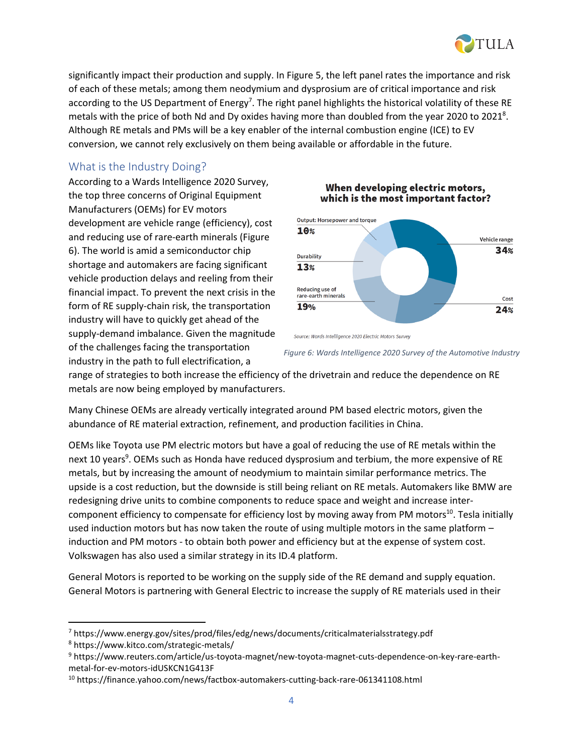significantly impact their production and supply. In Figure 5, the left panel rates the importance and risk of each of these metals; among them neodymium and dysprosium are of critical importance and risk according to the US Department of Energy[7]. The right panel highlights the historical volatility of these RE metals with the price of both Nd and Dy oxides having more than doubled from the year 2020 to 2021[8]. Although RE metals and PMs will be a key enabler of the internal combustion engine (ICE) to EV conversion, we cannot rely exclusively on them being available or affordable in the future.

## What is the Industry Doing?

According to a Wards Intelligence 2020 Survey, the top three concerns of Original Equipment Manufacturers (OEMs) for EV motors development are vehicle range (efficiency), cost and reducing use of rare-earth minerals (Figure 6). The world is amid a semiconductor chip shortage and automakers are facing significant vehicle production delays and reeling from their financial impact. To prevent the next crisis in the form of RE supply-chain risk, the transportation industry will have to quickly get ahead of the supply-demand imbalance. Given the magnitude of the challenges facing the transportation industry in the path to full electrification, a range of strategies to both increase the efficiency of the drivetrain and reduce the dependence on RE metals are now being employed by manufacturers.

**When developing electric motors, which is the most important factor?**

| Factor | Share |
|---|---|
| Vehicle range | 34% |
| Cost | 24% |
| Reducing use of rare-earth minerals | 19% |
| Durability | 13% |
| Output: Horsepower and torque | 10% |

Source: Wards Intelligence 2020 Electric Motors Survey

*Figure 6: Wards Intelligence 2020 Survey of the Automotive Industry*

Many Chinese OEMs are already vertically integrated around PM based electric motors, given the abundance of RE material extraction, refinement, and production facilities in China.

OEMs like Toyota use PM electric motors but have a goal of reducing the use of RE metals within the next 10 years[9]. OEMs such as Honda have reduced dysprosium and terbium, the more expensive of RE metals, but by increasing the amount of neodymium to maintain similar performance metrics. The upside is a cost reduction, but the downside is still being reliant on RE metals. Automakers like BMW are redesigning drive units to combine components to reduce space and weight and increase inter-component efficiency to compensate for efficiency lost by moving away from PM motors[10]. Tesla initially used induction motors but has now taken the route of using multiple motors in the same platform – induction and PM motors - to obtain both power and efficiency but at the expense of system cost. Volkswagen has also used a similar strategy in its ID.4 platform.

General Motors is reported to be working on the supply side of the RE demand and supply equation. General Motors is partnering with General Electric to increase the supply of RE materials used in their

---

[7] https://www.energy.gov/sites/prod/files/edg/news/documents/criticalmaterialsstrategy.pdf

[8] https://www.kitco.com/strategic-metals/

[9] https://www.reuters.com/article/us-toyota-magnet/new-toyota-magnet-cuts-dependence-on-key-rare-earth-metal-for-ev-motors-idUSKCN1G413F

[10] https://finance.yahoo.com/news/factbox-automakers-cutting-back-rare-061341108.html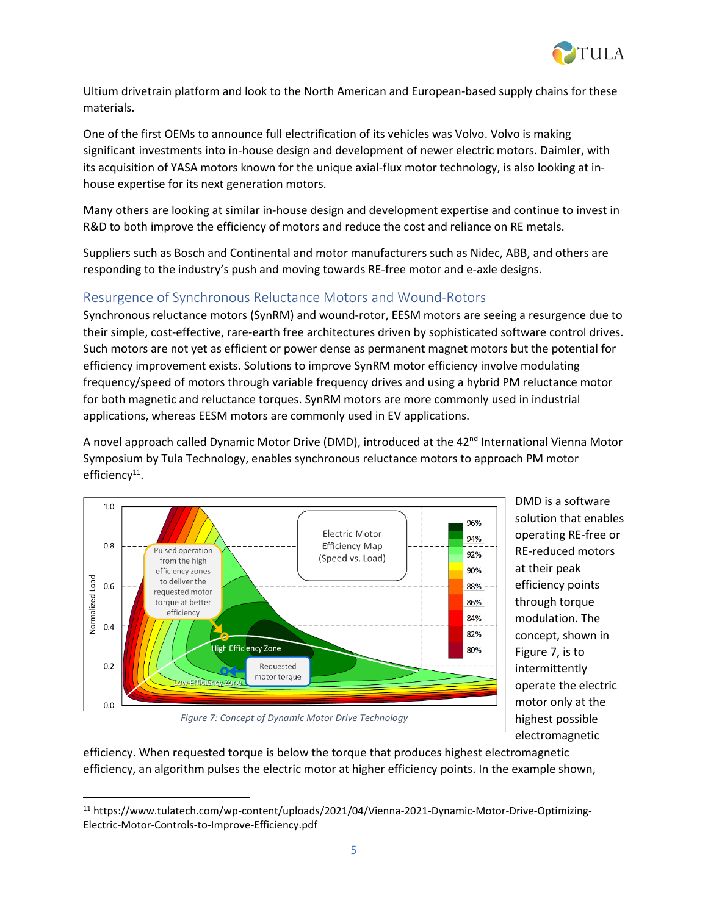Ultium drivetrain platform and look to the North American and European-based supply chains for these materials.

One of the first OEMs to announce full electrification of its vehicles was Volvo. Volvo is making significant investments into in-house design and development of newer electric motors. Daimler, with its acquisition of YASA motors known for the unique axial-flux motor technology, is also looking at in-house expertise for its next generation motors.

Many others are looking at similar in-house design and development expertise and continue to invest in R&D to both improve the efficiency of motors and reduce the cost and reliance on RE metals.

Suppliers such as Bosch and Continental and motor manufacturers such as Nidec, ABB, and others are responding to the industry's push and moving towards RE-free motor and e-axle designs.

## Resurgence of Synchronous Reluctance Motors and Wound-Rotors

Synchronous reluctance motors (SynRM) and wound-rotor, EESM motors are seeing a resurgence due to their simple, cost-effective, rare-earth free architectures driven by sophisticated software control drives. Such motors are not yet as efficient or power dense as permanent magnet motors but the potential for efficiency improvement exists. Solutions to improve SynRM motor efficiency involve modulating frequency/speed of motors through variable frequency drives and using a hybrid PM reluctance motor for both magnetic and reluctance torques. SynRM motors are more commonly used in industrial applications, whereas EESM motors are commonly used in EV applications.

A novel approach called Dynamic Motor Drive (DMD), introduced at the 42nd International Vienna Motor Symposium by Tula Technology, enables synchronous reluctance motors to approach PM motor efficiency[11].

*Figure 7: Concept of Dynamic Motor Drive Technology*

DMD is a software solution that enables operating RE-free or RE-reduced motors at their peak efficiency points through torque modulation. The concept, shown in Figure 7, is to intermittently operate the electric motor only at the highest possible electromagnetic efficiency. When requested torque is below the torque that produces highest electromagnetic efficiency, an algorithm pulses the electric motor at higher efficiency points. In the example shown,

[11] https://www.tulatech.com/wp-content/uploads/2021/04/Vienna-2021-Dynamic-Motor-Drive-Optimizing-Electric-Motor-Controls-to-Improve-Efficiency.pdf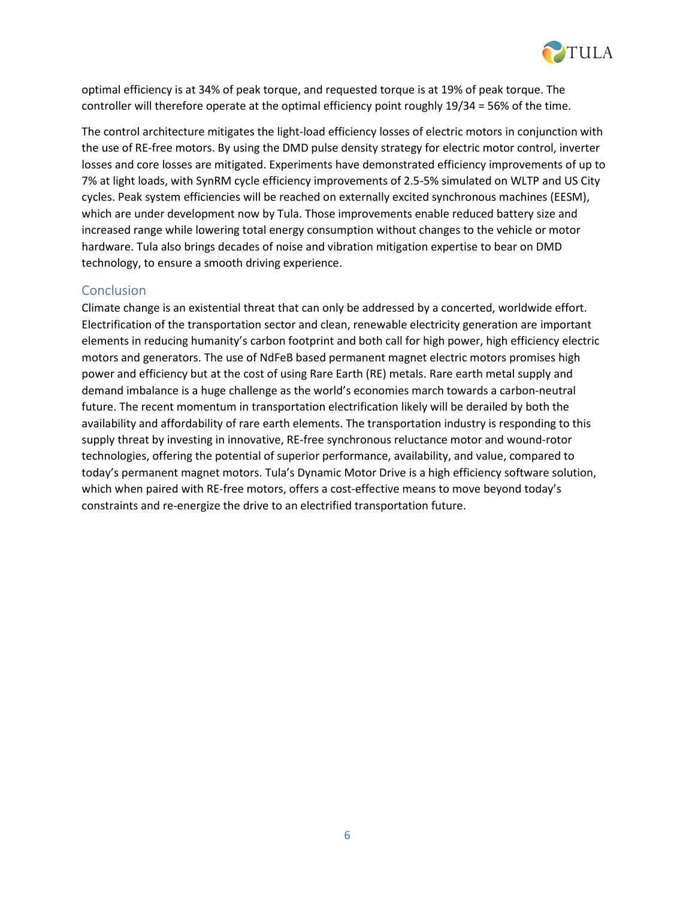optimal efficiency is at 34% of peak torque, and requested torque is at 19% of peak torque. The controller will therefore operate at the optimal efficiency point roughly 19/34 = 56% of the time.

The control architecture mitigates the light-load efficiency losses of electric motors in conjunction with the use of RE-free motors. By using the DMD pulse density strategy for electric motor control, inverter losses and core losses are mitigated. Experiments have demonstrated efficiency improvements of up to 7% at light loads, with SynRM cycle efficiency improvements of 2.5-5% simulated on WLTP and US City cycles. Peak system efficiencies will be reached on externally excited synchronous machines (EESM), which are under development now by Tula. Those improvements enable reduced battery size and increased range while lowering total energy consumption without changes to the vehicle or motor hardware. Tula also brings decades of noise and vibration mitigation expertise to bear on DMD technology, to ensure a smooth driving experience.

## Conclusion

Climate change is an existential threat that can only be addressed by a concerted, worldwide effort. Electrification of the transportation sector and clean, renewable electricity generation are important elements in reducing humanity's carbon footprint and both call for high power, high efficiency electric motors and generators. The use of NdFeB based permanent magnet electric motors promises high power and efficiency but at the cost of using Rare Earth (RE) metals. Rare earth metal supply and demand imbalance is a huge challenge as the world's economies march towards a carbon-neutral future. The recent momentum in transportation electrification likely will be derailed by both the availability and affordability of rare earth elements. The transportation industry is responding to this supply threat by investing in innovative, RE-free synchronous reluctance motor and wound-rotor technologies, offering the potential of superior performance, availability, and value, compared to today's permanent magnet motors. Tula's Dynamic Motor Drive is a high efficiency software solution, which when paired with RE-free motors, offers a cost-effective means to move beyond today's constraints and re-energize the drive to an electrified transportation future.